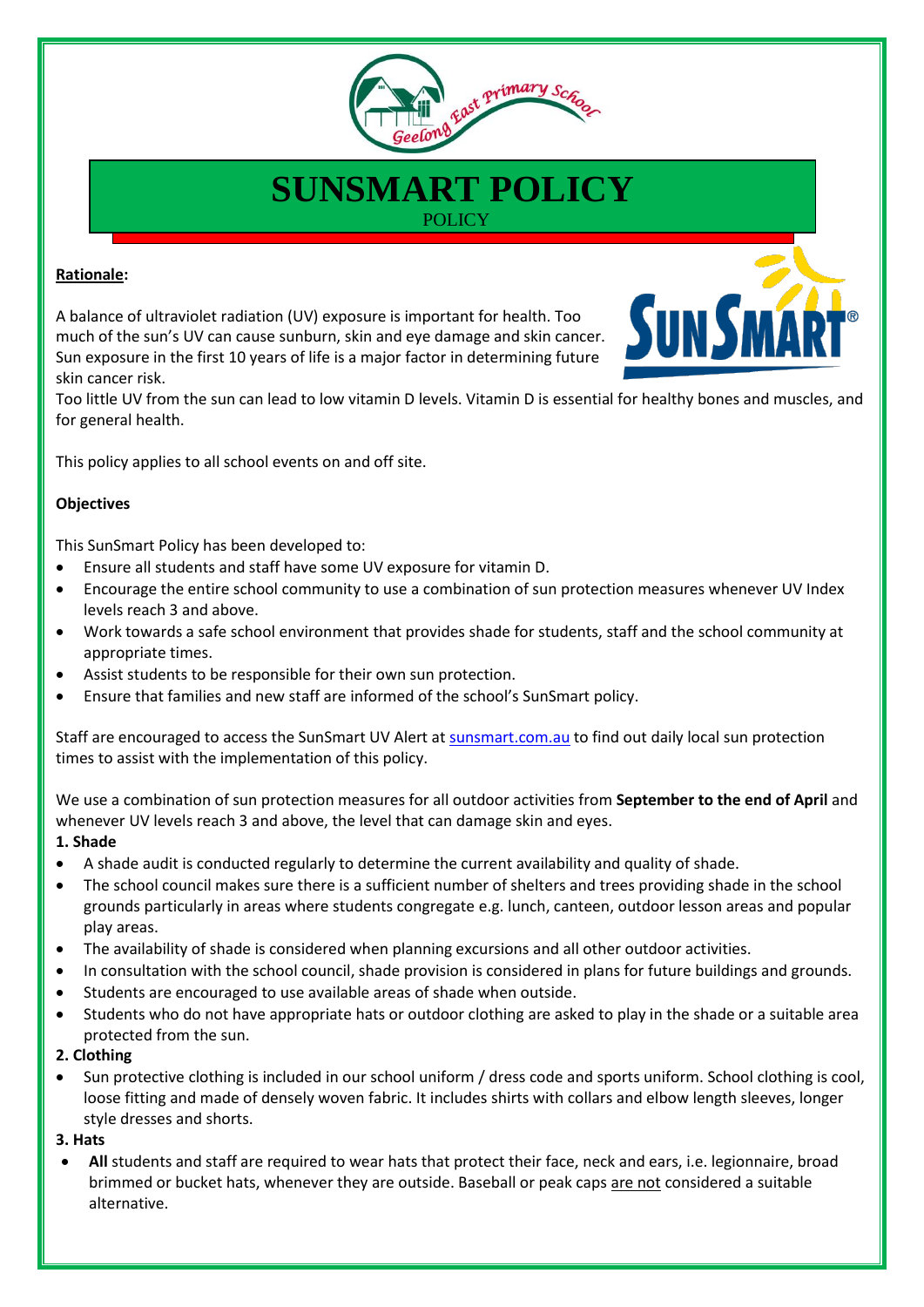# SUNSMART POLICY

POLICY

**Rationale:**

A balance of ultraviolet radiation (UV) exposure is important for health. Too much of the sun's UV can cause sunburn, skin and eye damage and skin cancer. Sun exposure in the first 10 years of life is a major factor in determining future skin cancer risk.
Too little UV from the sun can lead to low vitamin D levels. Vitamin D is essential for healthy bones and muscles, and for general health.

This policy applies to all school events on and off site.

**Objectives**

This SunSmart Policy has been developed to:

- Ensure all students and staff have some UV exposure for vitamin D.
- Encourage the entire school community to use a combination of sun protection measures whenever UV Index levels reach 3 and above.
- Work towards a safe school environment that provides shade for students, staff and the school community at appropriate times.
- Assist students to be responsible for their own sun protection.
- Ensure that families and new staff are informed of the school's SunSmart policy.

Staff are encouraged to access the SunSmart UV Alert at sunsmart.com.au to find out daily local sun protection times to assist with the implementation of this policy.

We use a combination of sun protection measures for all outdoor activities from **September to the end of April** and whenever UV levels reach 3 and above, the level that can damage skin and eyes.

**1. Shade**

- A shade audit is conducted regularly to determine the current availability and quality of shade.
- The school council makes sure there is a sufficient number of shelters and trees providing shade in the school grounds particularly in areas where students congregate e.g. lunch, canteen, outdoor lesson areas and popular play areas.
- The availability of shade is considered when planning excursions and all other outdoor activities.
- In consultation with the school council, shade provision is considered in plans for future buildings and grounds.
- Students are encouraged to use available areas of shade when outside.
- Students who do not have appropriate hats or outdoor clothing are asked to play in the shade or a suitable area protected from the sun.

**2. Clothing**

- Sun protective clothing is included in our school uniform / dress code and sports uniform. School clothing is cool, loose fitting and made of densely woven fabric. It includes shirts with collars and elbow length sleeves, longer style dresses and shorts.

**3. Hats**

- **All** students and staff are required to wear hats that protect their face, neck and ears, i.e. legionnaire, broad brimmed or bucket hats, whenever they are outside. Baseball or peak caps are not considered a suitable alternative.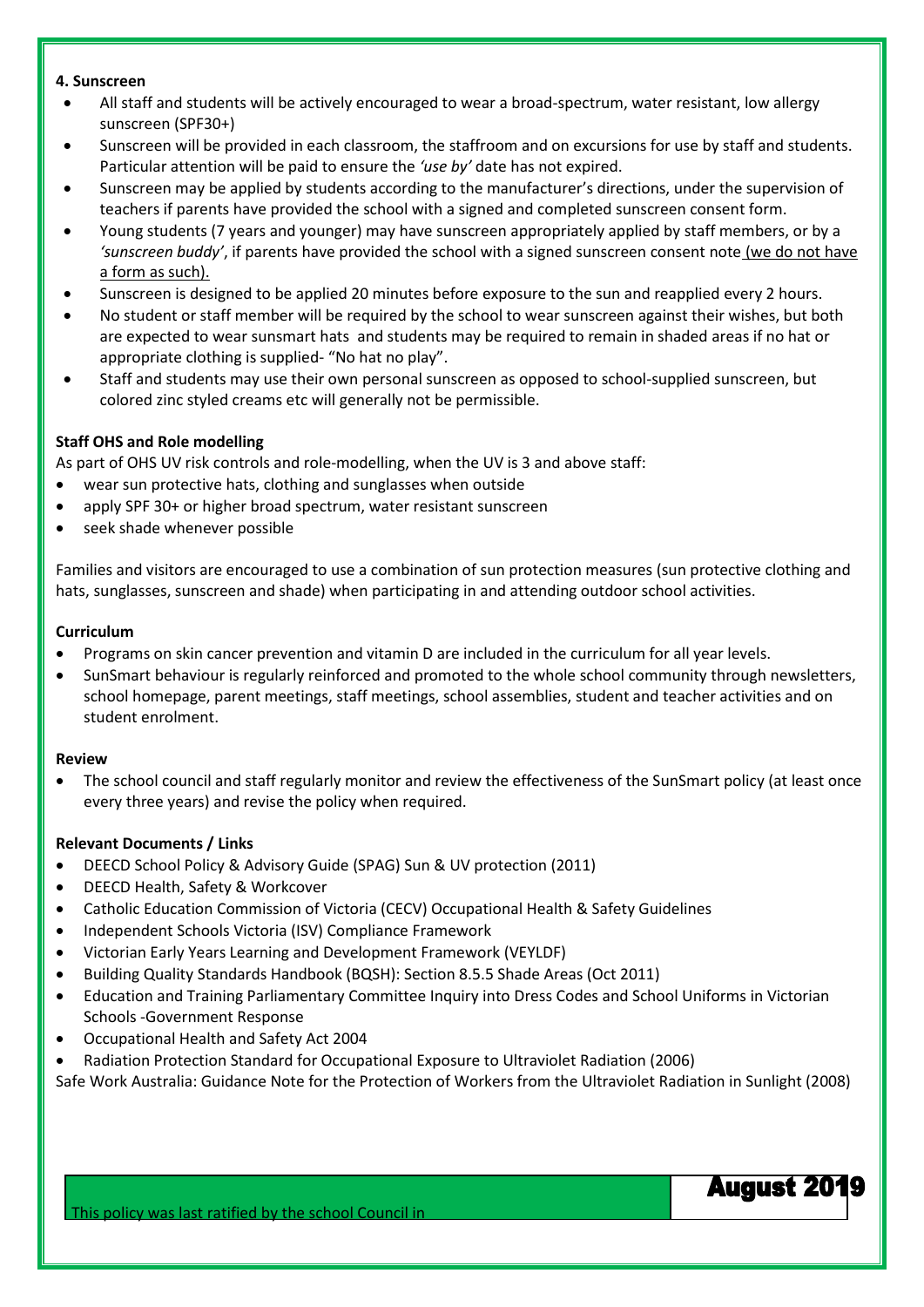**4. Sunscreen**

- All staff and students will be actively encouraged to wear a broad-spectrum, water resistant, low allergy sunscreen (SPF30+)
- Sunscreen will be provided in each classroom, the staffroom and on excursions for use by staff and students. Particular attention will be paid to ensure the *'use by'* date has not expired.
- Sunscreen may be applied by students according to the manufacturer's directions, under the supervision of teachers if parents have provided the school with a signed and completed sunscreen consent form.
- Young students (7 years and younger) may have sunscreen appropriately applied by staff members, or by a *'sunscreen buddy'*, if parents have provided the school with a signed sunscreen consent note (we do not have a form as such).
- Sunscreen is designed to be applied 20 minutes before exposure to the sun and reapplied every 2 hours.
- No student or staff member will be required by the school to wear sunscreen against their wishes, but both are expected to wear sunsmart hats and students may be required to remain in shaded areas if no hat or appropriate clothing is supplied- "No hat no play".
- Staff and students may use their own personal sunscreen as opposed to school-supplied sunscreen, but colored zinc styled creams etc will generally not be permissible.

**Staff OHS and Role modelling**

As part of OHS UV risk controls and role-modelling, when the UV is 3 and above staff:

- wear sun protective hats, clothing and sunglasses when outside
- apply SPF 30+ or higher broad spectrum, water resistant sunscreen
- seek shade whenever possible

Families and visitors are encouraged to use a combination of sun protection measures (sun protective clothing and hats, sunglasses, sunscreen and shade) when participating in and attending outdoor school activities.

**Curriculum**

- Programs on skin cancer prevention and vitamin D are included in the curriculum for all year levels.
- SunSmart behaviour is regularly reinforced and promoted to the whole school community through newsletters, school homepage, parent meetings, staff meetings, school assemblies, student and teacher activities and on student enrolment.

**Review**

- The school council and staff regularly monitor and review the effectiveness of the SunSmart policy (at least once every three years) and revise the policy when required.

**Relevant Documents / Links**

- DEECD School Policy & Advisory Guide (SPAG) Sun & UV protection (2011)
- DEECD Health, Safety & Workcover
- Catholic Education Commission of Victoria (CECV) Occupational Health & Safety Guidelines
- Independent Schools Victoria (ISV) Compliance Framework
- Victorian Early Years Learning and Development Framework (VEYLDF)
- Building Quality Standards Handbook (BQSH): Section 8.5.5 Shade Areas (Oct 2011)
- Education and Training Parliamentary Committee Inquiry into Dress Codes and School Uniforms in Victorian Schools -Government Response
- Occupational Health and Safety Act 2004
- Radiation Protection Standard for Occupational Exposure to Ultraviolet Radiation (2006)

Safe Work Australia: Guidance Note for the Protection of Workers from the Ultraviolet Radiation in Sunlight (2008)

| | |
|---|---|
| This policy was last ratified by the school Council in | **August 2019** |